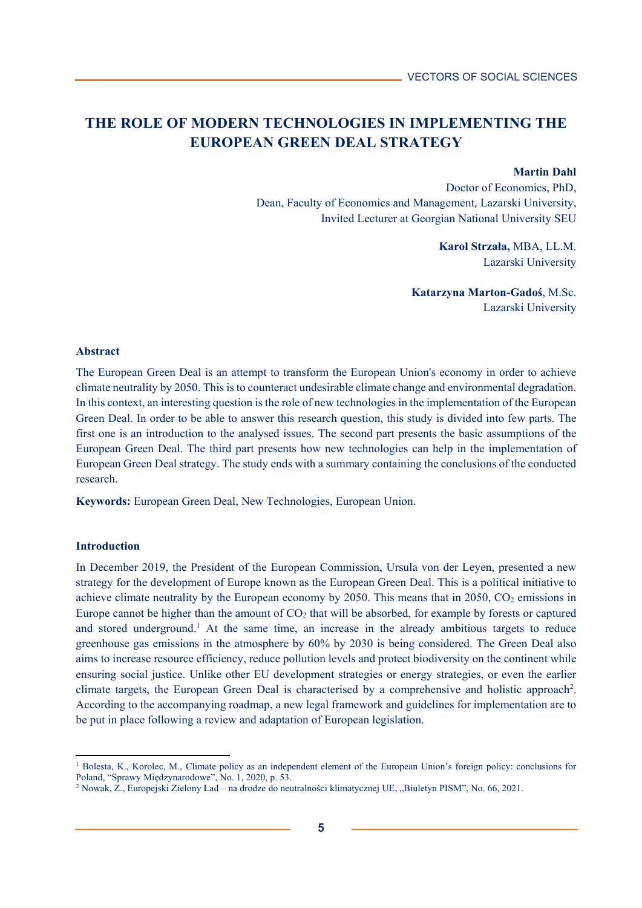# THE ROLE OF MODERN TECHNOLOGIES IN IMPLEMENTING THE EUROPEAN GREEN DEAL STRATEGY

**Martin Dahl**
Doctor of Economics, PhD,
Dean, Faculty of Economics and Management, Lazarski University,
Invited Lecturer at Georgian National University SEU

**Karol Strzała,** MBA, LL.M.
Lazarski University

**Katarzyna Marton-Gadoś**, M.Sc.
Lazarski University

**Abstract**

The European Green Deal is an attempt to transform the European Union's economy in order to achieve climate neutrality by 2050. This is to counteract undesirable climate change and environmental degradation. In this context, an interesting question is the role of new technologies in the implementation of the European Green Deal. In order to be able to answer this research question, this study is divided into few parts. The first one is an introduction to the analysed issues. The second part presents the basic assumptions of the European Green Deal. The third part presents how new technologies can help in the implementation of European Green Deal strategy. The study ends with a summary containing the conclusions of the conducted research.

**Keywords:** European Green Deal, New Technologies, European Union.

## Introduction

In December 2019, the President of the European Commission, Ursula von der Leyen, presented a new strategy for the development of Europe known as the European Green Deal. This is a political initiative to achieve climate neutrality by the European economy by 2050. This means that in 2050, $CO_2$ emissions in Europe cannot be higher than the amount of $CO_2$ that will be absorbed, for example by forests or captured and stored underground.[1] At the same time, an increase in the already ambitious targets to reduce greenhouse gas emissions in the atmosphere by 60% by 2030 is being considered. The Green Deal also aims to increase resource efficiency, reduce pollution levels and protect biodiversity on the continent while ensuring social justice. Unlike other EU development strategies or energy strategies, or even the earlier climate targets, the European Green Deal is characterised by a comprehensive and holistic approach[2]. According to the accompanying roadmap, a new legal framework and guidelines for implementation are to be put in place following a review and adaptation of European legislation.

---

[1] Bolesta, K., Korolec, M., Climate policy as an independent element of the European Union's foreign policy: conclusions for Poland, "Sprawy Międzynarodowe", No. 1, 2020, p. 53.

[2] Nowak, Z., Europejski Zielony Ład – na drodze do neutralności klimatycznej UE, „Biuletyn PISM", No. 66, 2021.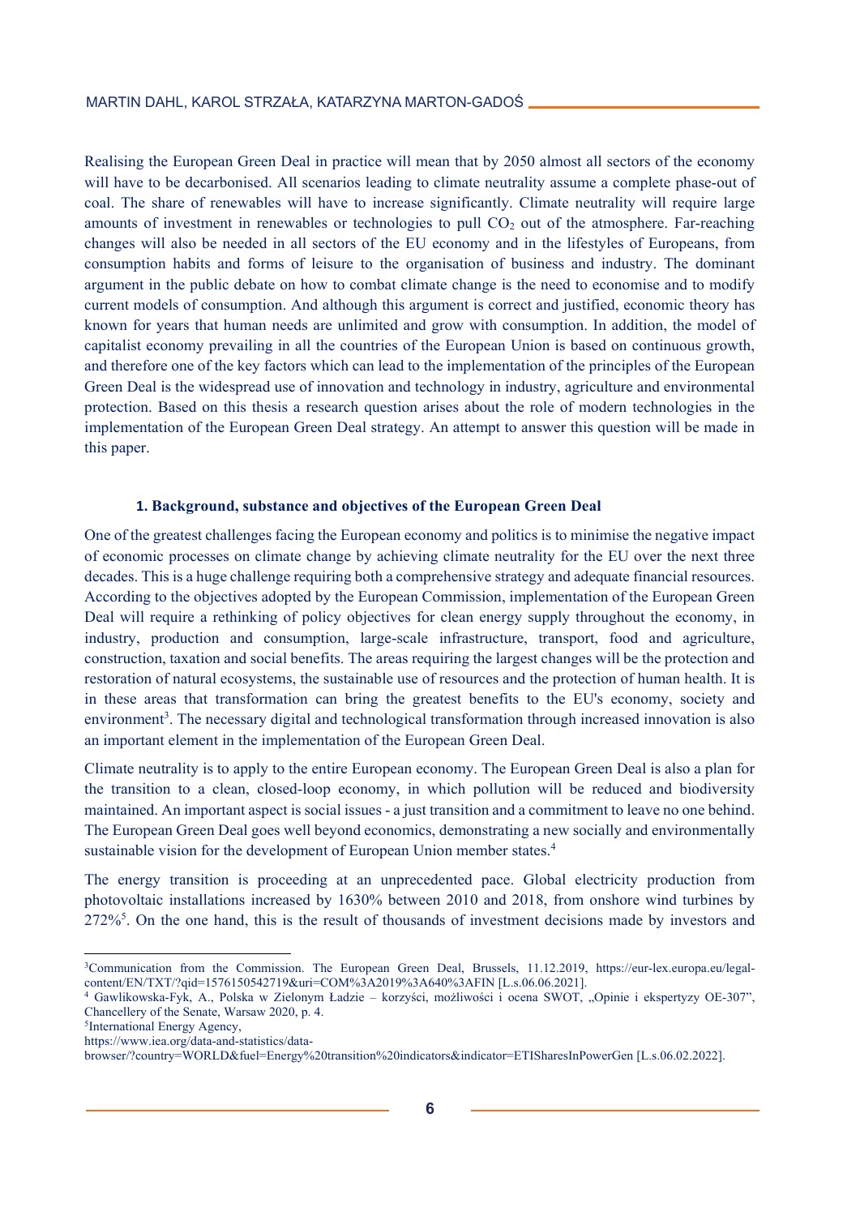Realising the European Green Deal in practice will mean that by 2050 almost all sectors of the economy will have to be decarbonised. All scenarios leading to climate neutrality assume a complete phase-out of coal. The share of renewables will have to increase significantly. Climate neutrality will require large amounts of investment in renewables or technologies to pull $CO_2$ out of the atmosphere. Far-reaching changes will also be needed in all sectors of the EU economy and in the lifestyles of Europeans, from consumption habits and forms of leisure to the organisation of business and industry. The dominant argument in the public debate on how to combat climate change is the need to economise and to modify current models of consumption. And although this argument is correct and justified, economic theory has known for years that human needs are unlimited and grow with consumption. In addition, the model of capitalist economy prevailing in all the countries of the European Union is based on continuous growth, and therefore one of the key factors which can lead to the implementation of the principles of the European Green Deal is the widespread use of innovation and technology in industry, agriculture and environmental protection. Based on this thesis a research question arises about the role of modern technologies in the implementation of the European Green Deal strategy. An attempt to answer this question will be made in this paper.

## 1. Background, substance and objectives of the European Green Deal

One of the greatest challenges facing the European economy and politics is to minimise the negative impact of economic processes on climate change by achieving climate neutrality for the EU over the next three decades. This is a huge challenge requiring both a comprehensive strategy and adequate financial resources. According to the objectives adopted by the European Commission, implementation of the European Green Deal will require a rethinking of policy objectives for clean energy supply throughout the economy, in industry, production and consumption, large-scale infrastructure, transport, food and agriculture, construction, taxation and social benefits. The areas requiring the largest changes will be the protection and restoration of natural ecosystems, the sustainable use of resources and the protection of human health. It is in these areas that transformation can bring the greatest benefits to the EU's economy, society and environment[3]. The necessary digital and technological transformation through increased innovation is also an important element in the implementation of the European Green Deal.

Climate neutrality is to apply to the entire European economy. The European Green Deal is also a plan for the transition to a clean, closed-loop economy, in which pollution will be reduced and biodiversity maintained. An important aspect is social issues - a just transition and a commitment to leave no one behind. The European Green Deal goes well beyond economics, demonstrating a new socially and environmentally sustainable vision for the development of European Union member states.[4]

The energy transition is proceeding at an unprecedented pace. Global electricity production from photovoltaic installations increased by 1630% between 2010 and 2018, from onshore wind turbines by 272%[5]. On the one hand, this is the result of thousands of investment decisions made by investors and

---

[3] Communication from the Commission. The European Green Deal, Brussels, 11.12.2019, https://eur-lex.europa.eu/legal-content/EN/TXT/?qid=1576150542719&uri=COM%3A2019%3A640%3AFIN [L.s.06.06.2021].

[4] Gawlikowska-Fyk, A., Polska w Zielonym Ładzie – korzyści, możliwości i ocena SWOT, „Opinie i ekspertyzy OE-307", Chancellery of the Senate, Warsaw 2020, p. 4.

[5] International Energy Agency, https://www.iea.org/data-and-statistics/data-browser/?country=WORLD&fuel=Energy%20transition%20indicators&indicator=ETISharesInPowerGen [L.s.06.02.2022].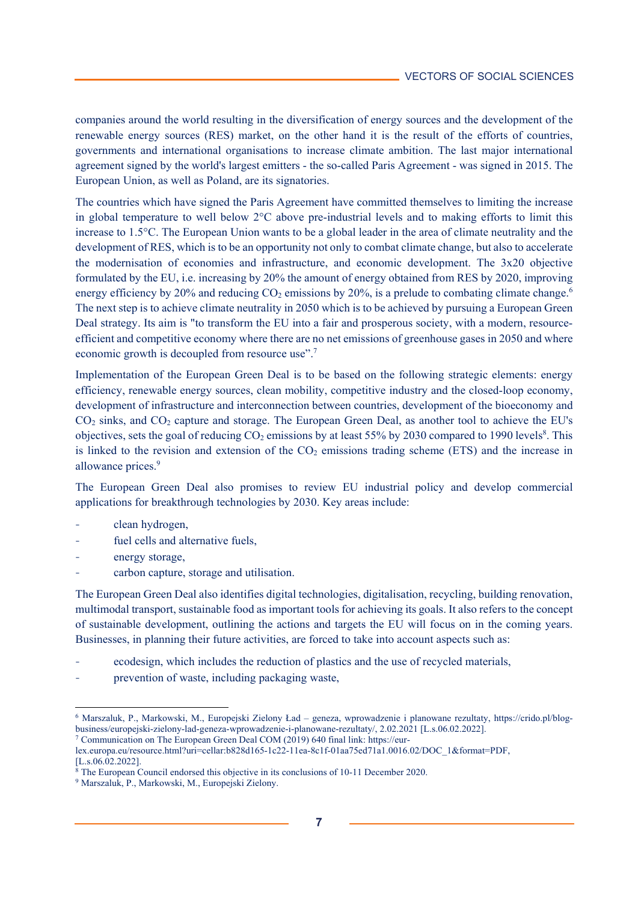companies around the world resulting in the diversification of energy sources and the development of the renewable energy sources (RES) market, on the other hand it is the result of the efforts of countries, governments and international organisations to increase climate ambition. The last major international agreement signed by the world's largest emitters - the so-called Paris Agreement - was signed in 2015. The European Union, as well as Poland, are its signatories.

The countries which have signed the Paris Agreement have committed themselves to limiting the increase in global temperature to well below 2°C above pre-industrial levels and to making efforts to limit this increase to 1.5°C. The European Union wants to be a global leader in the area of climate neutrality and the development of RES, which is to be an opportunity not only to combat climate change, but also to accelerate the modernisation of economies and infrastructure, and economic development. The 3x20 objective formulated by the EU, i.e. increasing by 20% the amount of energy obtained from RES by 2020, improving energy efficiency by 20% and reducing $CO_2$ emissions by 20%, is a prelude to combating climate change.[6] The next step is to achieve climate neutrality in 2050 which is to be achieved by pursuing a European Green Deal strategy. Its aim is "to transform the EU into a fair and prosperous society, with a modern, resource-efficient and competitive economy where there are no net emissions of greenhouse gases in 2050 and where economic growth is decoupled from resource use".[7]

Implementation of the European Green Deal is to be based on the following strategic elements: energy efficiency, renewable energy sources, clean mobility, competitive industry and the closed-loop economy, development of infrastructure and interconnection between countries, development of the bioeconomy and $CO_2$ sinks, and $CO_2$ capture and storage. The European Green Deal, as another tool to achieve the EU's objectives, sets the goal of reducing $CO_2$ emissions by at least 55% by 2030 compared to 1990 levels[8]. This is linked to the revision and extension of the $CO_2$ emissions trading scheme (ETS) and the increase in allowance prices.[9]

The European Green Deal also promises to review EU industrial policy and develop commercial applications for breakthrough technologies by 2030. Key areas include:

- clean hydrogen,
- fuel cells and alternative fuels,
- energy storage,
- carbon capture, storage and utilisation.

The European Green Deal also identifies digital technologies, digitalisation, recycling, building renovation, multimodal transport, sustainable food as important tools for achieving its goals. It also refers to the concept of sustainable development, outlining the actions and targets the EU will focus on in the coming years. Businesses, in planning their future activities, are forced to take into account aspects such as:

- ecodesign, which includes the reduction of plastics and the use of recycled materials,
- prevention of waste, including packaging waste,

---

[6] Marszaluk, P., Markowski, M., Europejski Zielony Ład – geneza, wprowadzenie i planowane rezultaty, https://crido.pl/blog-business/europejski-zielony-lad-geneza-wprowadzenie-i-planowane-rezultaty/, 2.02.2021 [L.s.06.02.2022].

[7] Communication on The European Green Deal COM (2019) 640 final link: https://eur-lex.europa.eu/resource.html?uri=cellar:b828d165-1c22-11ea-8c1f-01aa75ed71a1.0016.02/DOC_1&format=PDF, [L.s.06.02.2022].

[8] The European Council endorsed this objective in its conclusions of 10-11 December 2020.

[9] Marszaluk, P., Markowski, M., Europejski Zielony.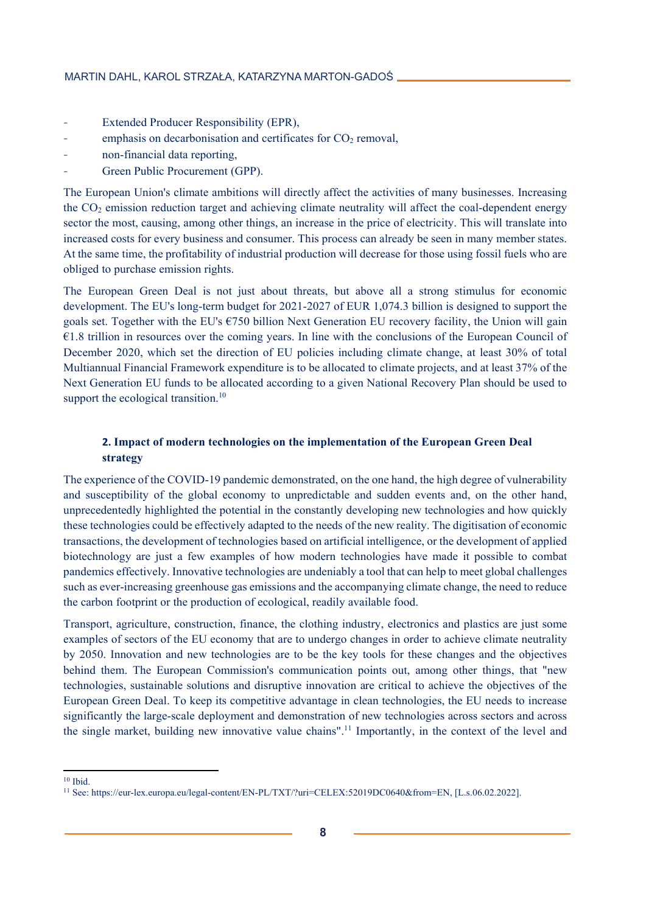- Extended Producer Responsibility (EPR),
- emphasis on decarbonisation and certificates for $CO_2$ removal,
- non-financial data reporting,
- Green Public Procurement (GPP).

The European Union's climate ambitions will directly affect the activities of many businesses. Increasing the $CO_2$ emission reduction target and achieving climate neutrality will affect the coal-dependent energy sector the most, causing, among other things, an increase in the price of electricity. This will translate into increased costs for every business and consumer. This process can already be seen in many member states. At the same time, the profitability of industrial production will decrease for those using fossil fuels who are obliged to purchase emission rights.

The European Green Deal is not just about threats, but above all a strong stimulus for economic development. The EU's long-term budget for 2021-2027 of EUR 1,074.3 billion is designed to support the goals set. Together with the EU's €750 billion Next Generation EU recovery facility, the Union will gain €1.8 trillion in resources over the coming years. In line with the conclusions of the European Council of December 2020, which set the direction of EU policies including climate change, at least 30% of total Multiannual Financial Framework expenditure is to be allocated to climate projects, and at least 37% of the Next Generation EU funds to be allocated according to a given National Recovery Plan should be used to support the ecological transition.[10]

### 2. Impact of modern technologies on the implementation of the European Green Deal strategy

The experience of the COVID-19 pandemic demonstrated, on the one hand, the high degree of vulnerability and susceptibility of the global economy to unpredictable and sudden events and, on the other hand, unprecedentedly highlighted the potential in the constantly developing new technologies and how quickly these technologies could be effectively adapted to the needs of the new reality. The digitisation of economic transactions, the development of technologies based on artificial intelligence, or the development of applied biotechnology are just a few examples of how modern technologies have made it possible to combat pandemics effectively. Innovative technologies are undeniably a tool that can help to meet global challenges such as ever-increasing greenhouse gas emissions and the accompanying climate change, the need to reduce the carbon footprint or the production of ecological, readily available food.

Transport, agriculture, construction, finance, the clothing industry, electronics and plastics are just some examples of sectors of the EU economy that are to undergo changes in order to achieve climate neutrality by 2050. Innovation and new technologies are to be the key tools for these changes and the objectives behind them. The European Commission's communication points out, among other things, that "new technologies, sustainable solutions and disruptive innovation are critical to achieve the objectives of the European Green Deal. To keep its competitive advantage in clean technologies, the EU needs to increase significantly the large-scale deployment and demonstration of new technologies across sectors and across the single market, building new innovative value chains".[11] Importantly, in the context of the level and

---

[10] Ibid.

[11] See: https://eur-lex.europa.eu/legal-content/EN-PL/TXT/?uri=CELEX:52019DC0640&from=EN, [L.s.06.02.2022].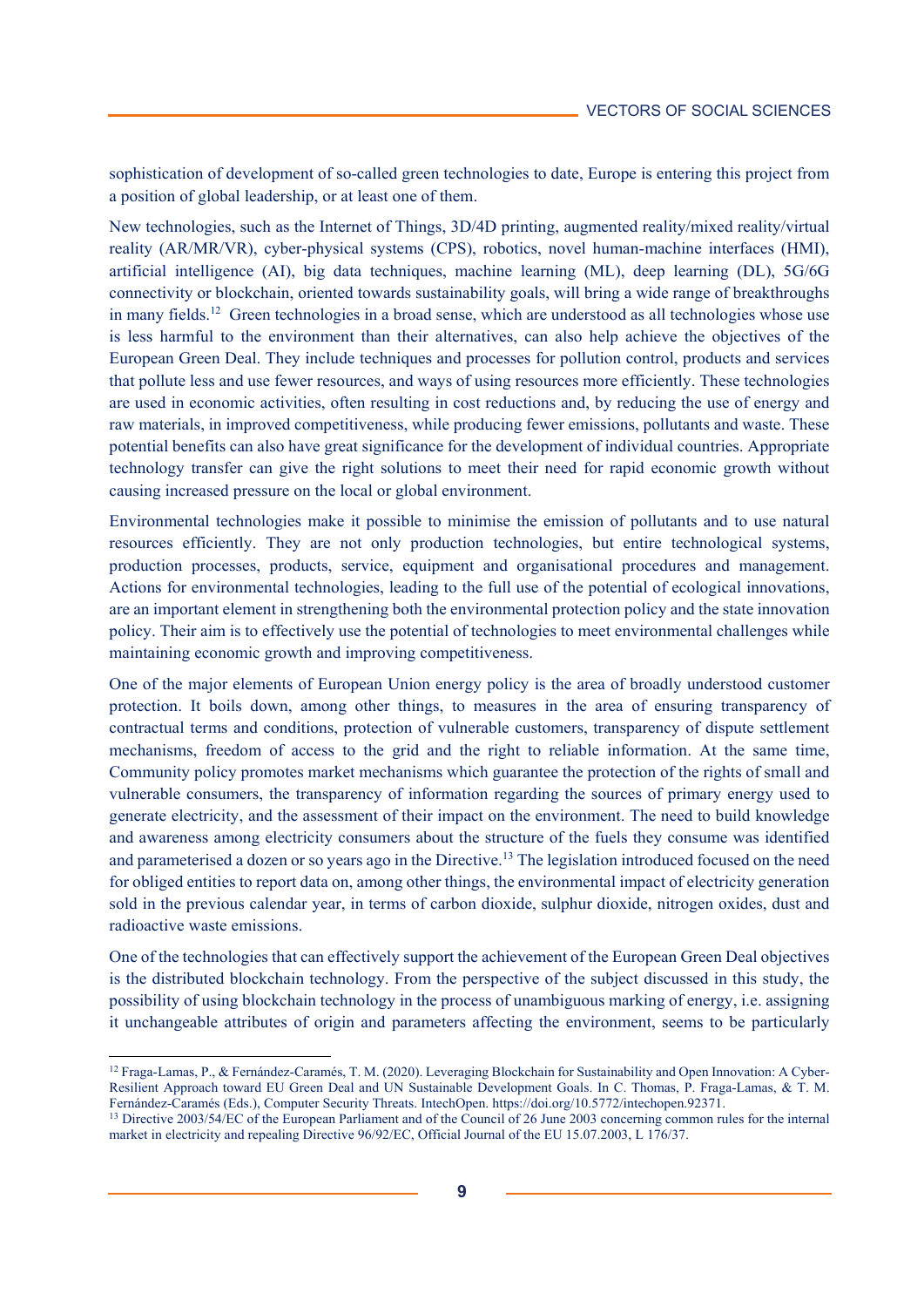sophistication of development of so-called green technologies to date, Europe is entering this project from a position of global leadership, or at least one of them.

New technologies, such as the Internet of Things, 3D/4D printing, augmented reality/mixed reality/virtual reality (AR/MR/VR), cyber-physical systems (CPS), robotics, novel human-machine interfaces (HMI), artificial intelligence (AI), big data techniques, machine learning (ML), deep learning (DL), 5G/6G connectivity or blockchain, oriented towards sustainability goals, will bring a wide range of breakthroughs in many fields.[12] Green technologies in a broad sense, which are understood as all technologies whose use is less harmful to the environment than their alternatives, can also help achieve the objectives of the European Green Deal. They include techniques and processes for pollution control, products and services that pollute less and use fewer resources, and ways of using resources more efficiently. These technologies are used in economic activities, often resulting in cost reductions and, by reducing the use of energy and raw materials, in improved competitiveness, while producing fewer emissions, pollutants and waste. These potential benefits can also have great significance for the development of individual countries. Appropriate technology transfer can give the right solutions to meet their need for rapid economic growth without causing increased pressure on the local or global environment.

Environmental technologies make it possible to minimise the emission of pollutants and to use natural resources efficiently. They are not only production technologies, but entire technological systems, production processes, products, service, equipment and organisational procedures and management. Actions for environmental technologies, leading to the full use of the potential of ecological innovations, are an important element in strengthening both the environmental protection policy and the state innovation policy. Their aim is to effectively use the potential of technologies to meet environmental challenges while maintaining economic growth and improving competitiveness.

One of the major elements of European Union energy policy is the area of broadly understood customer protection. It boils down, among other things, to measures in the area of ensuring transparency of contractual terms and conditions, protection of vulnerable customers, transparency of dispute settlement mechanisms, freedom of access to the grid and the right to reliable information. At the same time, Community policy promotes market mechanisms which guarantee the protection of the rights of small and vulnerable consumers, the transparency of information regarding the sources of primary energy used to generate electricity, and the assessment of their impact on the environment. The need to build knowledge and awareness among electricity consumers about the structure of the fuels they consume was identified and parameterised a dozen or so years ago in the Directive.[13] The legislation introduced focused on the need for obliged entities to report data on, among other things, the environmental impact of electricity generation sold in the previous calendar year, in terms of carbon dioxide, sulphur dioxide, nitrogen oxides, dust and radioactive waste emissions.

One of the technologies that can effectively support the achievement of the European Green Deal objectives is the distributed blockchain technology. From the perspective of the subject discussed in this study, the possibility of using blockchain technology in the process of unambiguous marking of energy, i.e. assigning it unchangeable attributes of origin and parameters affecting the environment, seems to be particularly

---

[12] Fraga-Lamas, P., & Fernández-Caramés, T. M. (2020). Leveraging Blockchain for Sustainability and Open Innovation: A Cyber-Resilient Approach toward EU Green Deal and UN Sustainable Development Goals. In C. Thomas, P. Fraga-Lamas, & T. M. Fernández-Caramés (Eds.), Computer Security Threats. IntechOpen. https://doi.org/10.5772/intechopen.92371.

[13] Directive 2003/54/EC of the European Parliament and of the Council of 26 June 2003 concerning common rules for the internal market in electricity and repealing Directive 96/92/EC, Official Journal of the EU 15.07.2003, L 176/37.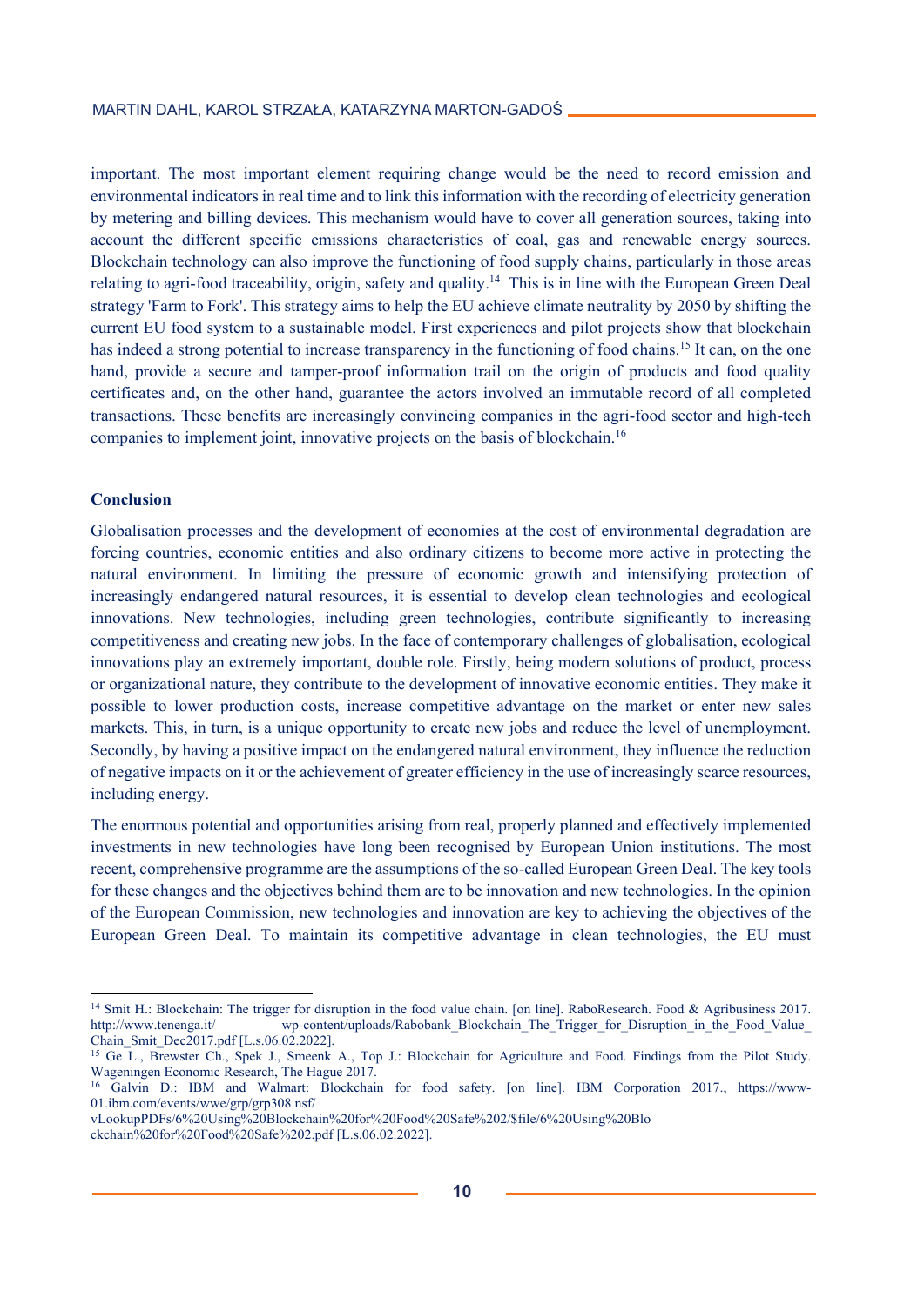important. The most important element requiring change would be the need to record emission and environmental indicators in real time and to link this information with the recording of electricity generation by metering and billing devices. This mechanism would have to cover all generation sources, taking into account the different specific emissions characteristics of coal, gas and renewable energy sources. Blockchain technology can also improve the functioning of food supply chains, particularly in those areas relating to agri-food traceability, origin, safety and quality.[14] This is in line with the European Green Deal strategy 'Farm to Fork'. This strategy aims to help the EU achieve climate neutrality by 2050 by shifting the current EU food system to a sustainable model. First experiences and pilot projects show that blockchain has indeed a strong potential to increase transparency in the functioning of food chains.[15] It can, on the one hand, provide a secure and tamper-proof information trail on the origin of products and food quality certificates and, on the other hand, guarantee the actors involved an immutable record of all completed transactions. These benefits are increasingly convincing companies in the agri-food sector and high-tech companies to implement joint, innovative projects on the basis of blockchain.[16]

**Conclusion**

Globalisation processes and the development of economies at the cost of environmental degradation are forcing countries, economic entities and also ordinary citizens to become more active in protecting the natural environment. In limiting the pressure of economic growth and intensifying protection of increasingly endangered natural resources, it is essential to develop clean technologies and ecological innovations. New technologies, including green technologies, contribute significantly to increasing competitiveness and creating new jobs. In the face of contemporary challenges of globalisation, ecological innovations play an extremely important, double role. Firstly, being modern solutions of product, process or organizational nature, they contribute to the development of innovative economic entities. They make it possible to lower production costs, increase competitive advantage on the market or enter new sales markets. This, in turn, is a unique opportunity to create new jobs and reduce the level of unemployment. Secondly, by having a positive impact on the endangered natural environment, they influence the reduction of negative impacts on it or the achievement of greater efficiency in the use of increasingly scarce resources, including energy.

The enormous potential and opportunities arising from real, properly planned and effectively implemented investments in new technologies have long been recognised by European Union institutions. The most recent, comprehensive programme are the assumptions of the so-called European Green Deal. The key tools for these changes and the objectives behind them are to be innovation and new technologies. In the opinion of the European Commission, new technologies and innovation are key to achieving the objectives of the European Green Deal. To maintain its competitive advantage in clean technologies, the EU must

---

[14] Smit H.: Blockchain: The trigger for disruption in the food value chain. [on line]. RaboResearch. Food & Agribusiness 2017. http://www.tenenga.it/ wp-content/uploads/Rabobank_Blockchain_The_Trigger_for_Disruption_in_the_Food_Value_Chain_Smit_Dec2017.pdf [L.s.06.02.2022].

[15] Ge L., Brewster Ch., Spek J., Smeenk A., Top J.: Blockchain for Agriculture and Food. Findings from the Pilot Study. Wageningen Economic Research, The Hague 2017.

[16] Galvin D.: IBM and Walmart: Blockchain for food safety. [on line]. IBM Corporation 2017., https://www-01.ibm.com/events/wwe/grp/grp308.nsf/vLookupPDFs/6%20Using%20Blockchain%20for%20Food%20Safe%202/$file/6%20Using%20Blockchain%20for%20Food%20Safe%202.pdf [L.s.06.02.2022].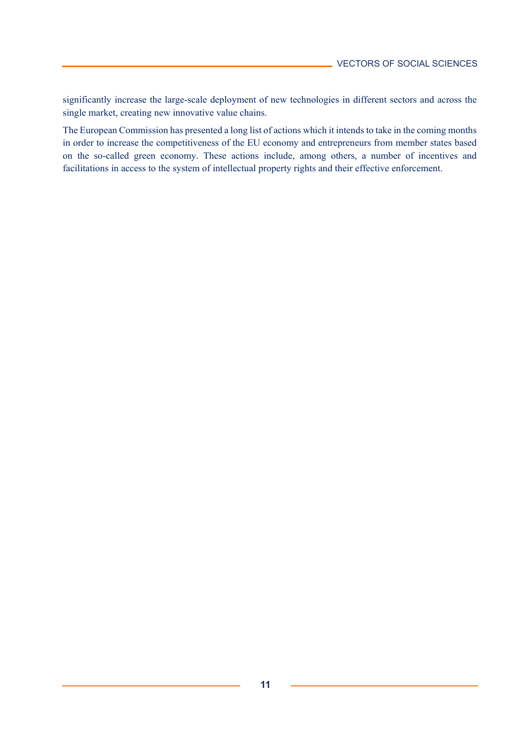significantly increase the large-scale deployment of new technologies in different sectors and across the single market, creating new innovative value chains.

The European Commission has presented a long list of actions which it intends to take in the coming months in order to increase the competitiveness of the EU economy and entrepreneurs from member states based on the so-called green economy. These actions include, among others, a number of incentives and facilitations in access to the system of intellectual property rights and their effective enforcement.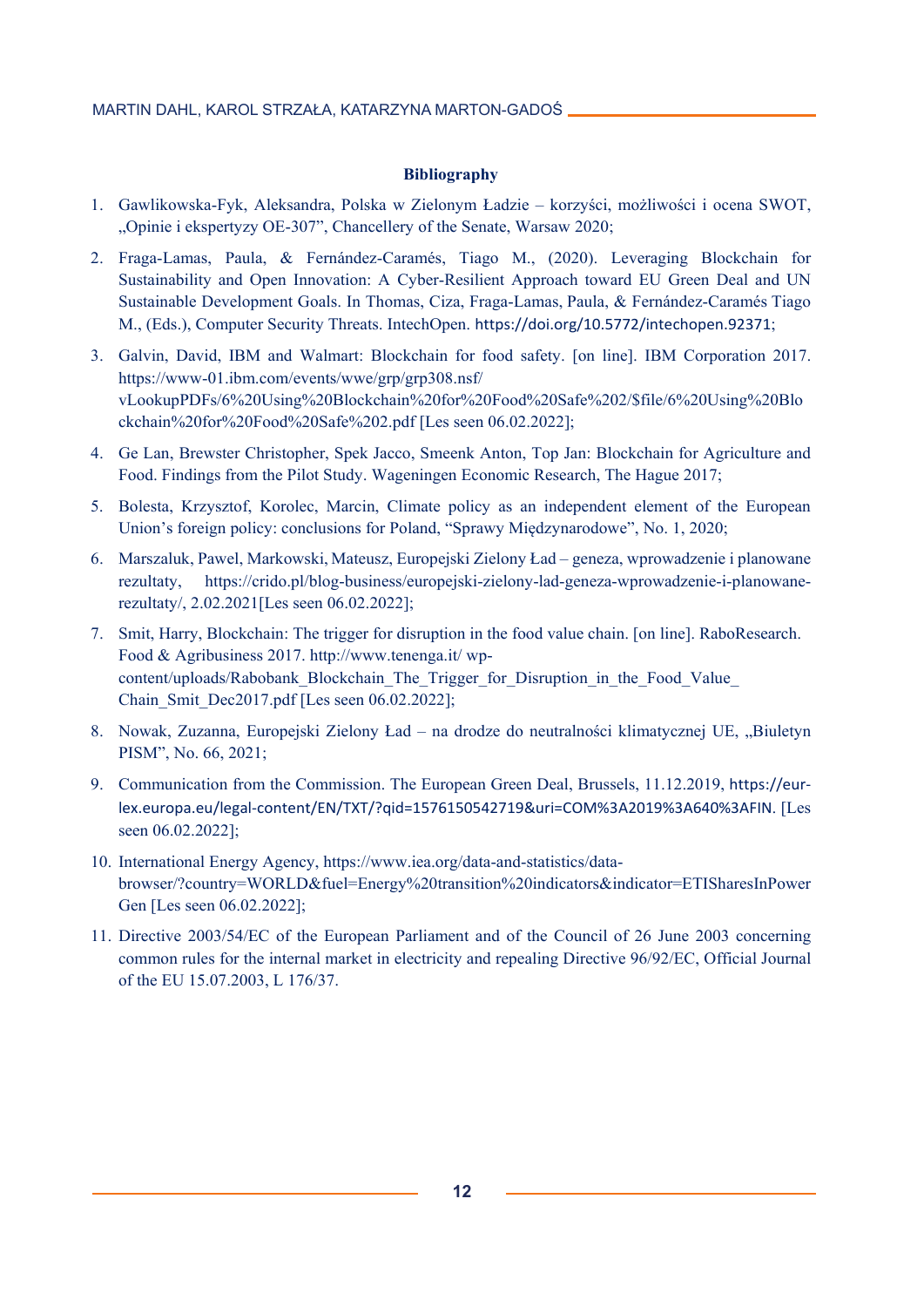**Bibliography**

1. Gawlikowska-Fyk, Aleksandra, Polska w Zielonym Ładzie – korzyści, możliwości i ocena SWOT, „Opinie i ekspertyzy OE-307", Chancellery of the Senate, Warsaw 2020;
2. Fraga-Lamas, Paula, & Fernández-Caramés, Tiago M., (2020). Leveraging Blockchain for Sustainability and Open Innovation: A Cyber-Resilient Approach toward EU Green Deal and UN Sustainable Development Goals. In Thomas, Ciza, Fraga-Lamas, Paula, & Fernández-Caramés Tiago M., (Eds.), Computer Security Threats. IntechOpen. https://doi.org/10.5772/intechopen.92371;
3. Galvin, David, IBM and Walmart: Blockchain for food safety. [on line]. IBM Corporation 2017. https://www-01.ibm.com/events/wwe/grp/grp308.nsf/vLookupPDFs/6%20Using%20Blockchain%20for%20Food%20Safe%202/$file/6%20Using%20Blockchain%20for%20Food%20Safe%202.pdf [Les seen 06.02.2022];
4. Ge Lan, Brewster Christopher, Spek Jacco, Smeenk Anton, Top Jan: Blockchain for Agriculture and Food. Findings from the Pilot Study. Wageningen Economic Research, The Hague 2017;
5. Bolesta, Krzysztof, Korolec, Marcin, Climate policy as an independent element of the European Union's foreign policy: conclusions for Poland, "Sprawy Międzynarodowe", No. 1, 2020;
6. Marszaluk, Pawel, Markowski, Mateusz, Europejski Zielony Ład – geneza, wprowadzenie i planowane rezultaty, https://crido.pl/blog-business/europejski-zielony-lad-geneza-wprowadzenie-i-planowane-rezultaty/, 2.02.2021[Les seen 06.02.2022];
7. Smit, Harry, Blockchain: The trigger for disruption in the food value chain. [on line]. RaboResearch. Food & Agribusiness 2017. http://www.tenenga.it/ wp-content/uploads/Rabobank_Blockchain_The_Trigger_for_Disruption_in_the_Food_Value_Chain_Smit_Dec2017.pdf [Les seen 06.02.2022];
8. Nowak, Zuzanna, Europejski Zielony Ład – na drodze do neutralności klimatycznej UE, „Biuletyn PISM", No. 66, 2021;
9. Communication from the Commission. The European Green Deal, Brussels, 11.12.2019, https://eur-lex.europa.eu/legal-content/EN/TXT/?qid=1576150542719&uri=COM%3A2019%3A640%3AFIN. [Les seen 06.02.2022];
10. International Energy Agency, https://www.iea.org/data-and-statistics/data-browser/?country=WORLD&fuel=Energy%20transition%20indicators&indicator=ETISharesInPowerGen [Les seen 06.02.2022];
11. Directive 2003/54/EC of the European Parliament and of the Council of 26 June 2003 concerning common rules for the internal market in electricity and repealing Directive 96/92/EC, Official Journal of the EU 15.07.2003, L 176/37.